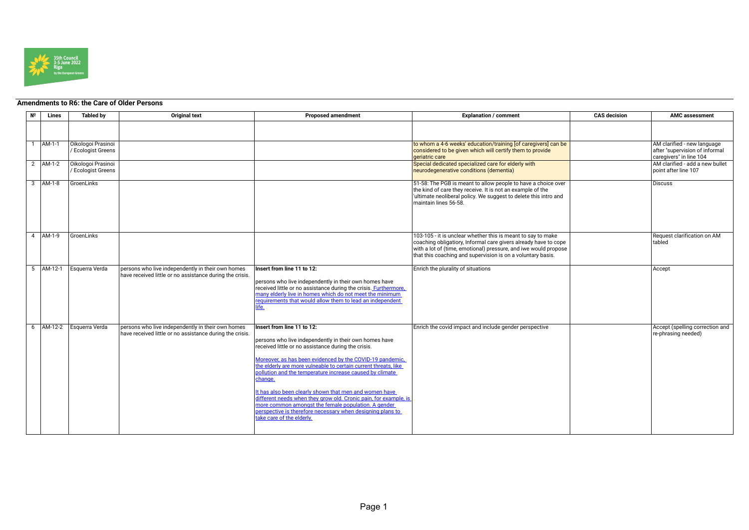35th Council
3-5 June 2022
Riga
by the European Greens

## Amendments to R6: the Care of Older Persons

| Nº | Lines | Tabled by | Original text | Proposed amendment | Explanation / comment | CAS decision | AMC assessment |
|---|---|---|---|---|---|---|---|
| | | | | | | | |
| 1 | AM-1-1 | Oikologoi Prasinoi / Ecologist Greens | | | to whom a 4-6 weeks' education/training [of caregivers] can be considered to be given which will certify them to provide geriatric care | | AM clarified - new language after "supervision of informal caregivers" in line 104 |
| 2 | AM-1-2 | Oikologoi Prasinoi / Ecologist Greens | | | Special dedicated specialized care for elderly with neurodegenerative conditions (dementia) | | AM clarified - add a new bullet point after line 107 |
| 3 | AM-1-8 | GroenLinks | | | 51-58: The PGB is meant to allow people to have a choice over the kind of care they receive. It is not an example of the 'ultimate neoliberal policy. We suggest to delete this intro and maintain lines 56-58. | | Discuss |
| 4 | AM-1-9 | GroenLinks | | | 103-105 - it is unclear whether this is meant to say to make coaching obligatiory, Informal care givers already have to cope with a lot of (time, emotional) pressure, and iwe would propose that this coaching and supervision is on a voluntary basis. | | Request clarification on AM tabled |
| 5 | AM-12-1 | Esquerra Verda | persons who live independently in their own homes have received little or no assistance during the crisis. | **Insert from line 11 to 12:**<br><br>persons who live independently in their own homes have received little or no assistance during the crisis. Furthermore, many elderly live in homes which do not meet the minimum requirements that would allow them to lead an independent life. | Enrich the plurality of situations | | Accept |
| 6 | AM-12-2 | Esquerra Verda | persons who live independently in their own homes have received little or no assistance during the crisis. | **Insert from line 11 to 12:**<br><br>persons who live independently in their own homes have received little or no assistance during the crisis.<br><br>Moreover, as has been evidenced by the COVID-19 pandemic, the elderly are more vulneable to certain current threats, like pollution and the temperature increase caused by climate change.<br><br>It has also been clearly shown that men and women have different needs when they grow old. Cronic pain, for example, is more common amongst the female population. A gender perspective is therefore necessary when designing plans to take care of the elderly. | Enrich the covid impact and include gender perspective | | Accept (spelling correction and re-phrasing needed) |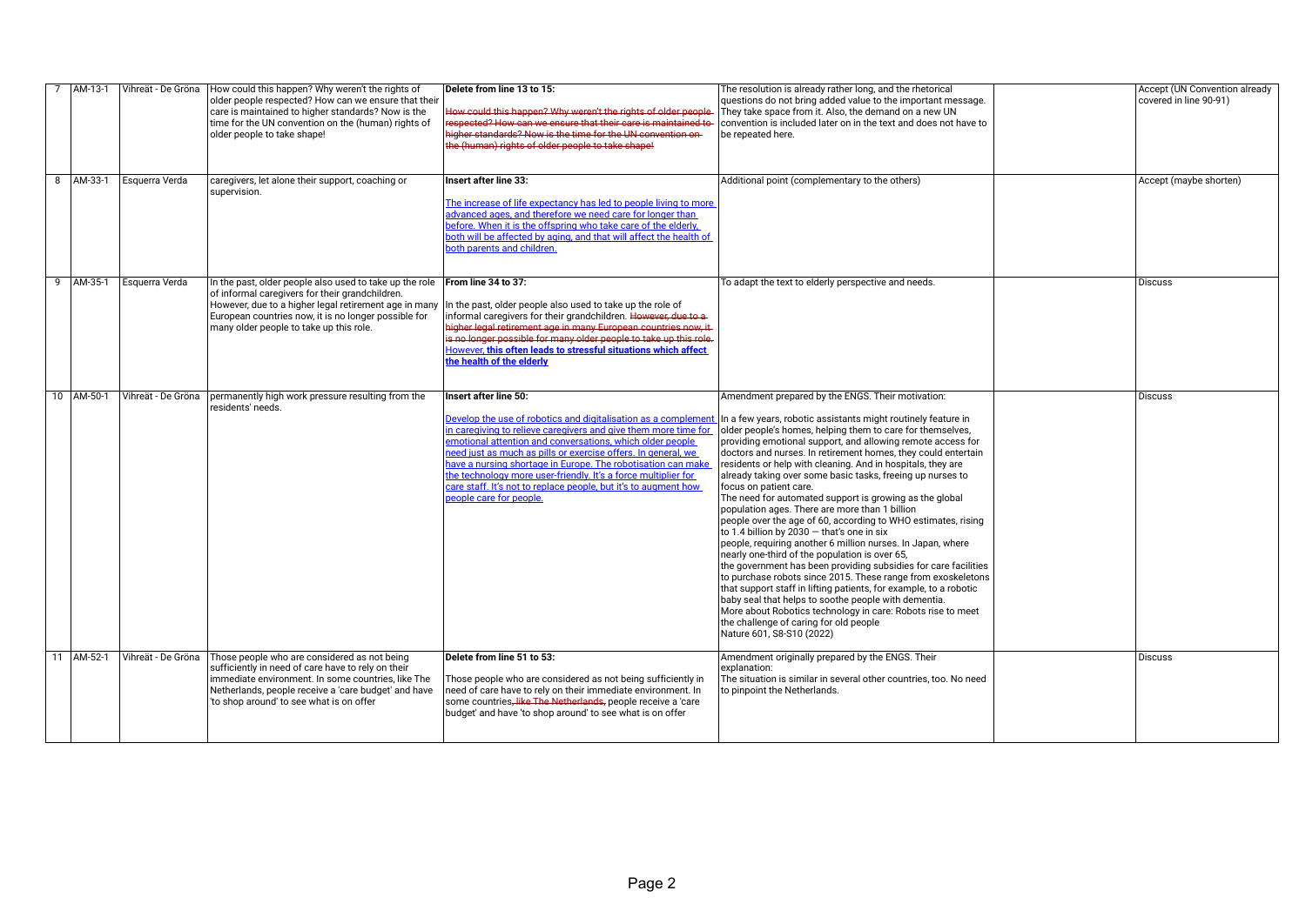| 7 | AM-13-1 | Vihreät - De Gröna | How could this happen? Why weren't the rights of older people respected? How can we ensure that their care is maintained to higher standards? Now is the time for the UN convention on the (human) rights of older people to take shape! | **Delete from line 13 to 15:**<br><br>~~How could this happen? Why weren't the rights of older people respected? How can we ensure that their care is maintained to higher standards? Now is the time for the UN convention on the (human) rights of older people to take shape!~~ | The resolution is already rather long, and the rhetorical questions do not bring added value to the important message. They take space from it. Also, the demand on a new UN convention is included later on in the text and does not have to be repeated here. | | Accept (UN Convention already covered in line 90-91) |
|---|---|---|---|---|---|---|---|
| 8 | AM-33-1 | Esquerra Verda | caregivers, let alone their support, coaching or supervision. | **Insert after line 33:**<br><br><u>The increase of life expectancy has led to people living to more advanced ages, and therefore we need care for longer than before. When it is the offspring who take care of the elderly, both will be affected by aging, and that will affect the health of both parents and children.</u> | Additional point (complementary to the others) | | Accept (maybe shorten) |
| 9 | AM-35-1 | Esquerra Verda | In the past, older people also used to take up the role of informal caregivers for their grandchildren. However, due to a higher legal retirement age in many European countries now, it is no longer possible for many older people to take up this role. | **From line 34 to 37:**<br><br>In the past, older people also used to take up the role of informal caregivers for their grandchildren. ~~However, due to a higher legal retirement age in many European countries now, it is no longer possible for many older people to take up this role.~~ <u>However,</u> **<u>this often leads to stressful situations which affect the health of the elderly</u>** | To adapt the text to elderly perspective and needs. | | Discuss |
| 10 | AM-50-1 | Vihreät - De Gröna | permanently high work pressure resulting from the residents' needs. | **Insert after line 50:**<br><br><u>Develop the use of robotics and digitalisation as a complement in caregiving to relieve caregivers and give them more time for emotional attention and conversations, which older people need just as much as pills or exercise offers. In general, we have a nursing shortage in Europe. The robotisation can make the technology more user-friendly. It's a force multiplier for care staff. It's not to replace people, but it's to augment how people care for people.</u> | Amendment prepared by the ENGS. Their motivation:<br><br>In a few years, robotic assistants might routinely feature in older people's homes, helping them to care for themselves, providing emotional support, and allowing remote access for doctors and nurses. In retirement homes, they could entertain residents or help with cleaning. And in hospitals, they are already taking over some basic tasks, freeing up nurses to focus on patient care.<br>The need for automated support is growing as the global population ages. There are more than 1 billion people over the age of 60, according to WHO estimates, rising to 1.4 billion by 2030 — that's one in six people, requiring another 6 million nurses. In Japan, where nearly one-third of the population is over 65, the government has been providing subsidies for care facilities to purchase robots since 2015. These range from exoskeletons that support staff in lifting patients, for example, to a robotic baby seal that helps to soothe people with dementia.<br>More about Robotics technology in care: Robots rise to meet the challenge of caring for old people<br>Nature 601, S8-S10 (2022) | | Discuss |
| 11 | AM-52-1 | Vihreät - De Gröna | Those people who are considered as not being sufficiently in need of care have to rely on their immediate environment. In some countries, like The Netherlands, people receive a 'care budget' and have 'to shop around' to see what is on offer | **Delete from line 51 to 53:**<br><br>Those people who are considered as not being sufficiently in need of care have to rely on their immediate environment. In some countries~~, like The Netherlands,~~ people receive a 'care budget' and have 'to shop around' to see what is on offer | Amendment originally prepared by the ENGS. Their explanation:<br>The situation is similar in several other countries, too. No need to pinpoint the Netherlands. | | Discuss |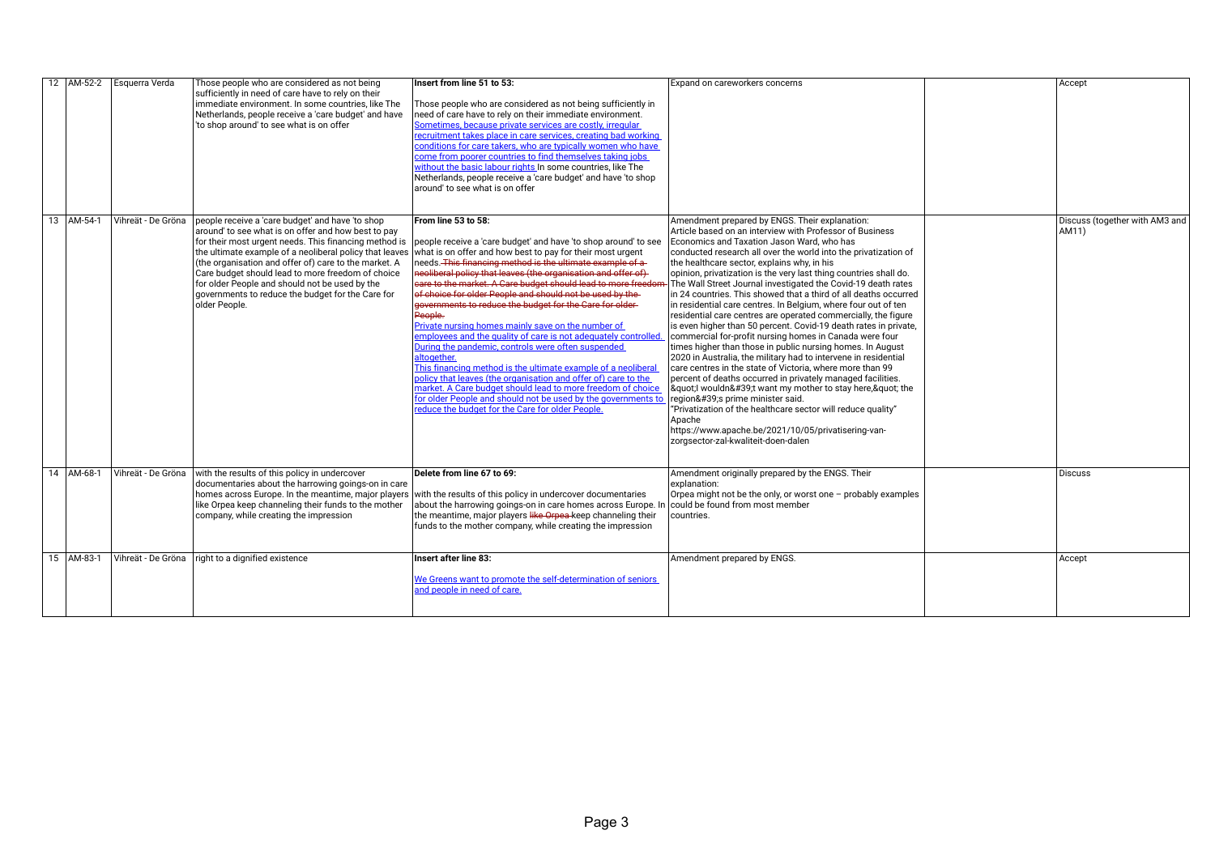| 12 | AM-52-2 | Esquerra Verda | Those people who are considered as not being sufficiently in need of care have to rely on their immediate environment. In some countries, like The Netherlands, people receive a 'care budget' and have 'to shop around' to see what is on offer | **Insert from line 51 to 53:**<br><br>Those people who are considered as not being sufficiently in need of care have to rely on their immediate environment. Sometimes, because private services are costly, irregular recruitment takes place in care services, creating bad working conditions for care takers, who are typically women who have come from poorer countries to find themselves taking jobs without the basic labour rights In some countries, like The Netherlands, people receive a 'care budget' and have 'to shop around' to see what is on offer | Expand on careworkers concerns | | Accept |
|---|---|---|---|---|---|---|---|
| 13 | AM-54-1 | Vihreät - De Gröna | people receive a 'care budget' and have 'to shop around' to see what is on offer and how best to pay for their most urgent needs. This financing method is the ultimate example of a neoliberal policy that leaves (the organisation and offer of) care to the market. A Care budget should lead to more freedom of choice for older People and should not be used by the governments to reduce the budget for the Care for older People. | **From line 53 to 58:**<br><br>people receive a 'care budget' and have 'to shop around' to see what is on offer and how best to pay for their most urgent needs. ~~This financing method is the ultimate example of a neoliberal policy that leaves (the organisation and offer of) care to the market. A Care budget should lead to more freedom of choice for older People and should not be used by the governments to reduce the budget for the Care for older People.~~<br>Private nursing homes mainly save on the number of employees and the quality of care is not adequately controlled. During the pandemic, controls were often suspended altogether.<br>This financing method is the ultimate example of a neoliberal policy that leaves (the organisation and offer of) care to the market. A Care budget should lead to more freedom of choice for older People and should not be used by the governments to reduce the budget for the Care for older People. | Amendment prepared by ENGS. Their explanation:<br>Article based on an interview with Professor of Business Economics and Taxation Jason Ward, who has conducted research all over the world into the privatization of the healthcare sector, explains why, in his opinion, privatization is the very last thing countries shall do. The Wall Street Journal investigated the Covid-19 death rates in 24 countries. This showed that a third of all deaths occurred in residential care centres. In Belgium, where four out of ten residential care centres are operated commercially, the figure is even higher than 50 percent. Covid-19 death rates in private, commercial for-profit nursing homes in Canada were four times higher than those in public nursing homes. In August 2020 in Australia, the military had to intervene in residential care centres in the state of Victoria, where more than 99 percent of deaths occurred in privately managed facilities. &quot;I wouldn&#39;t want my mother to stay here,&quot; the region&#39;s prime minister said.<br>"Privatization of the healthcare sector will reduce quality"<br>Apache<br>https://www.apache.be/2021/10/05/privatisering-van-zorgsector-zal-kwaliteit-doen-dalen | | Discuss (together with AM3 and AM11) |
| 14 | AM-68-1 | Vihreät - De Gröna | with the results of this policy in undercover documentaries about the harrowing goings-on in care homes across Europe. In the meantime, major players like Orpea keep channeling their funds to the mother company, while creating the impression | **Delete from line 67 to 69:**<br><br>with the results of this policy in undercover documentaries about the harrowing goings-on in care homes across Europe. In the meantime, major players ~~like Orpea~~ keep channeling their funds to the mother company, while creating the impression | Amendment originally prepared by the ENGS. Their explanation:<br>Orpea might not be the only, or worst one – probably examples could be found from most member countries. | | Discuss |
| 15 | AM-83-1 | Vihreät - De Gröna | right to a dignified existence | **Insert after line 83:**<br><br>We Greens want to promote the self-determination of seniors and people in need of care. | Amendment prepared by ENGS. | | Accept |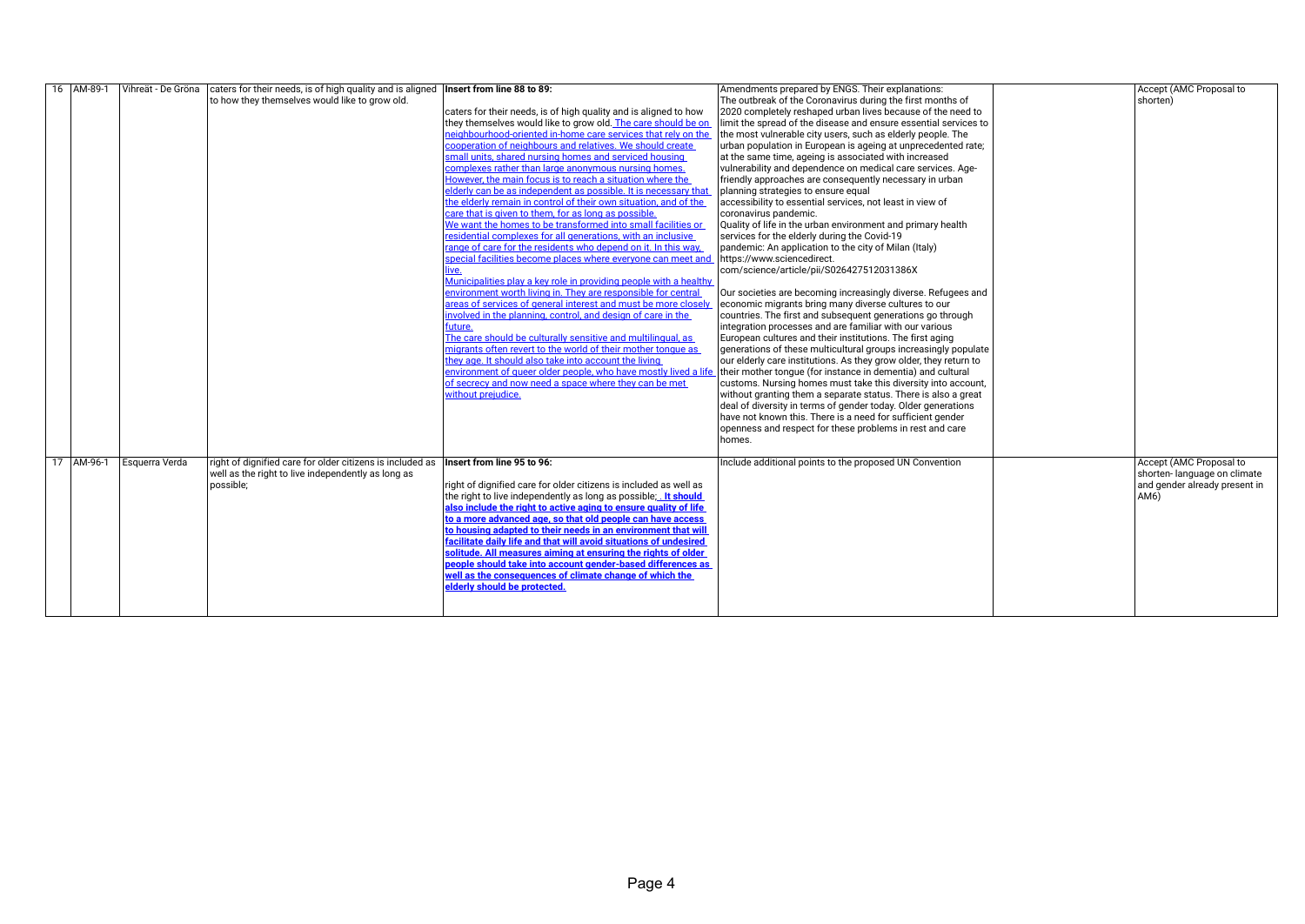| | | | | | | | |
|---|---|---|---|---|---|---|---|
| 16 | AM-89-1 | Vihreät - De Gröna | caters for their needs, is of high quality and is aligned to how they themselves would like to grow old. | **Insert from line 88 to 89:**<br><br>caters for their needs, is of high quality and is aligned to how they themselves would like to grow old. The care should be on neighbourhood-oriented in-home care services that rely on the cooperation of neighbours and relatives. We should create small units, shared nursing homes and serviced housing complexes rather than large anonymous nursing homes. However, the main focus is to reach a situation where the elderly can be as independent as possible. It is necessary that the elderly remain in control of their own situation, and of the care that is given to them, for as long as possible. We want the homes to be transformed into small facilities or residential complexes for all generations, with an inclusive range of care for the residents who depend on it. In this way, special facilities become places where everyone can meet and live. Municipalities play a key role in providing people with a healthy environment worth living in. They are responsible for central areas of services of general interest and must be more closely involved in the planning, control, and design of care in the future. The care should be culturally sensitive and multilingual, as migrants often revert to the world of their mother tongue as they age. It should also take into account the living environment of queer older people, who have mostly lived a life of secrecy and now need a space where they can be met without prejudice. | Amendments prepared by ENGS. Their explanations: The outbreak of the Coronavirus during the first months of 2020 completely reshaped urban lives because of the need to limit the spread of the disease and ensure essential services to the most vulnerable city users, such as elderly people. The urban population in European is ageing at unprecedented rate; at the same time, ageing is associated with increased vulnerability and dependence on medical care services. Age-friendly approaches are consequently necessary in urban planning strategies to ensure equal accessibility to essential services, not least in view of coronavirus pandemic. Quality of life in the urban environment and primary health services for the elderly during the Covid-19 pandemic: An application to the city of Milan (Italy) https://www.sciencedirect.com/science/article/pii/S026427512031386X<br><br>Our societies are becoming increasingly diverse. Refugees and economic migrants bring many diverse cultures to our countries. The first and subsequent generations go through integration processes and are familiar with our various European cultures and their institutions. The first aging generations of these multicultural groups increasingly populate our elderly care institutions. As they grow older, they return to their mother tongue (for instance in dementia) and cultural customs. Nursing homes must take this diversity into account, without granting them a separate status. There is also a great deal of diversity in terms of gender today. Older generations have not known this. There is a need for sufficient gender openness and respect for these problems in rest and care homes. | | Accept (AMC Proposal to shorten) |
| 17 | AM-96-1 | Esquerra Verda | right of dignified care for older citizens is included as well as the right to live independently as long as possible; | **Insert from line 95 to 96:**<br><br>right of dignified care for older citizens is included as well as the right to live independently as long as possible; . **It should also include the right to active aging to ensure quality of life to a more advanced age, so that old people can have access to housing adapted to their needs in an environment that will facilitate daily life and that will avoid situations of undesired solitude. All measures aiming at ensuring the rights of older people should take into account gender-based differences as well as the consequences of climate change of which the elderly should be protected.** | Include additional points to the proposed UN Convention | | Accept (AMC Proposal to shorten- language on climate and gender already present in AM6) |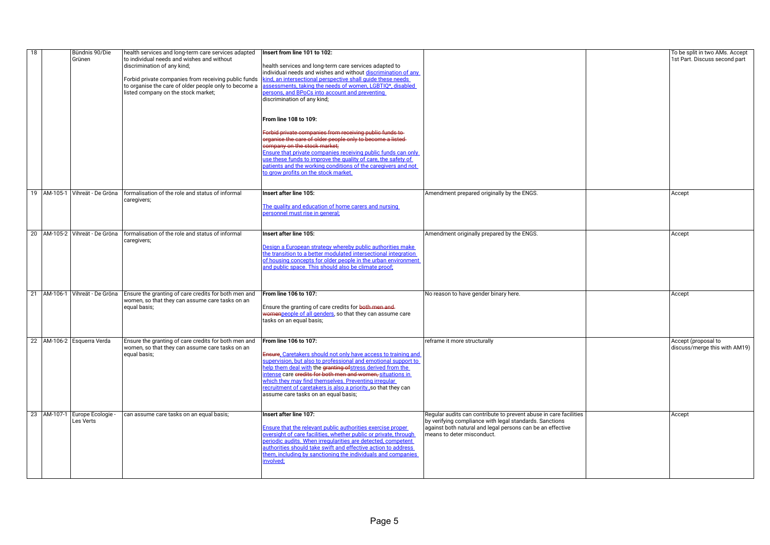| 18 | | Bündnis 90/Die Grünen | health services and long-term care services adapted to individual needs and wishes and without discrimination of any kind;<br><br>Forbid private companies from receiving public funds to organise the care of older people only to become a listed company on the stock market; | **Insert from line 101 to 102:**<br><br>health services and long-term care services adapted to individual needs and wishes and without <u>discrimination of any kind, an intersectional perspective shall guide these needs assessments, taking the needs of women, LGBTIQ*, disabled persons, and BPoCs into account and preventing</u> discrimination of any kind;<br><br>**From line 108 to 109:**<br><br>~~Forbid private companies from receiving public funds to organise the care of older people only to become a listed company on the stock market;~~<br><u>Ensure that private companies receiving public funds can only use these funds to improve the quality of care, the safety of patients and the working conditions of the caregivers and not to grow profits on the stock market.</u> | | | To be split in two AMs. Accept 1st Part. Discuss second part |
|---|---|---|---|---|---|---|---|
| 19 | AM-105-1 | Vihreät - De Gröna | formalisation of the role and status of informal caregivers; | **Insert after line 105:**<br><br><u>The quality and education of home carers and nursing personnel must rise in general;</u> | Amendment prepared originally by the ENGS. | | Accept |
| 20 | AM-105-2 | Vihreät - De Gröna | formalisation of the role and status of informal caregivers; | **Insert after line 105:**<br><br><u>Design a European strategy whereby public authorities make the transition to a better modulated intersectional integration of housing concepts for older people in the urban environment and public space. This should also be climate proof;</u> | Amendment originally prepared by the ENGS. | | Accept |
| 21 | AM-106-1 | Vihreät - De Gröna | Ensure the granting of care credits for both men and women, so that they can assume care tasks on an equal basis; | **From line 106 to 107:**<br><br>Ensure the granting of care credits for ~~both men and women~~<u>people of all genders</u>, so that they can assume care tasks on an equal basis; | No reason to have gender binary here. | | Accept |
| 22 | AM-106-2 | Esquerra Verda | Ensure the granting of care credits for both men and women, so that they can assume care tasks on an equal basis; | **From line 106 to 107:**<br><br>~~Ensure~~<u>, Caretakers should not only have access to training and supervision, but also to professional and emotional support to help them deal with</u> the ~~granting of~~<u>stress derived from the intense</u> care ~~credits for both men and women,~~ <u>situations in which they may find themselves. Preventing irregular recruitment of caretakers is also a priority.</u>, so that they can assume care tasks on an equal basis; | reframe it more structurally | | Accept (proposal to discuss/merge this with AM19) |
| 23 | AM-107-1 | Europe Ecologie - Les Verts | can assume care tasks on an equal basis; | **Insert after line 107:**<br><br><u>Ensure that the relevant public authorities exercise proper oversight of care facilities, whether public or private, through periodic audits. When irregularities are detected, competent authorities should take swift and effective action to address them, including by sanctioning the individuals and companies involved;</u> | Regular audits can contribute to prevent abuse in care facilities by verifying compliance with legal standards. Sanctions against both natural and legal persons can be an effective means to deter misconduct. | | Accept |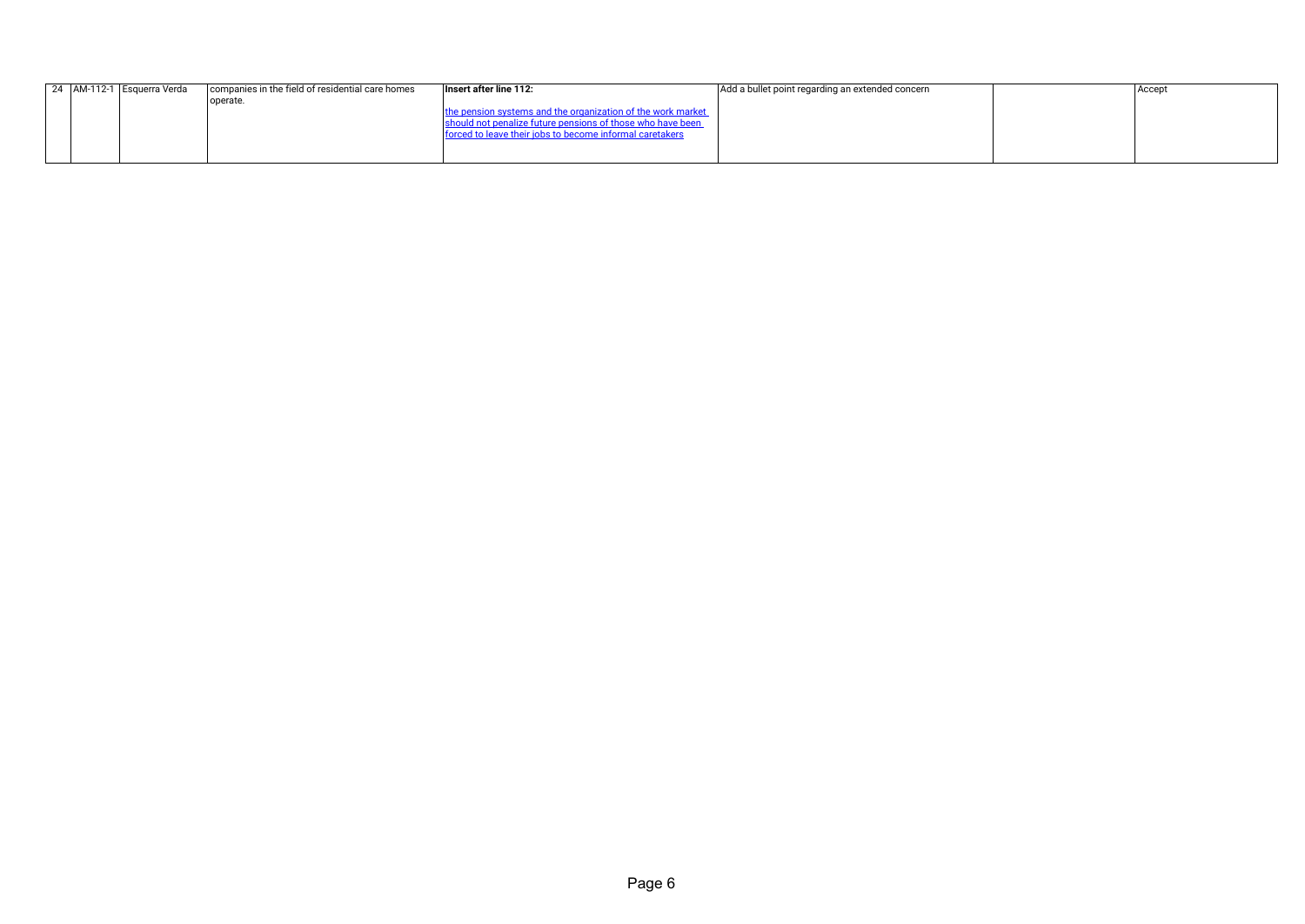| | | | | | | | |
|---|---|---|---|---|---|---|---|
| 24 | AM-112-1 | Esquerra Verda | companies in the field of residential care homes operate. | **Insert after line 112:**<br><br><u>the pension systems and the organization of the work market should not penalize future pensions of those who have been forced to leave their jobs to become informal caretakers</u> | Add a bullet point regarding an extended concern | | Accept |